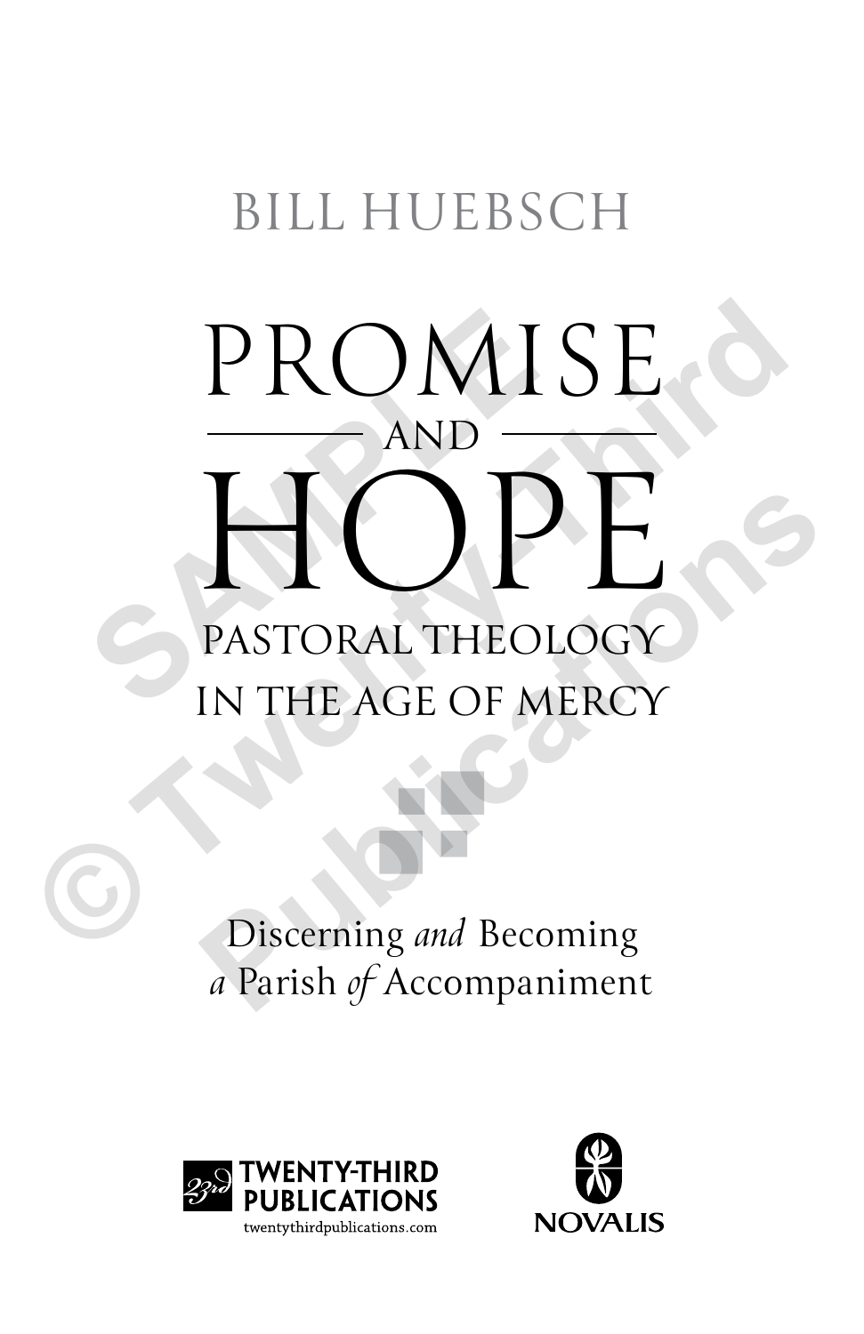BILL HUEBSCH

# PROMISE AND HOPE

## PASTORAL THEOLOGY IN THE AGE OF MERCY

Discerning *and* Becoming *a* Parish *of* Accompaniment

TWENTY-THIRD PUBLICATIONS
twentythirdpublications.com

NOVALIS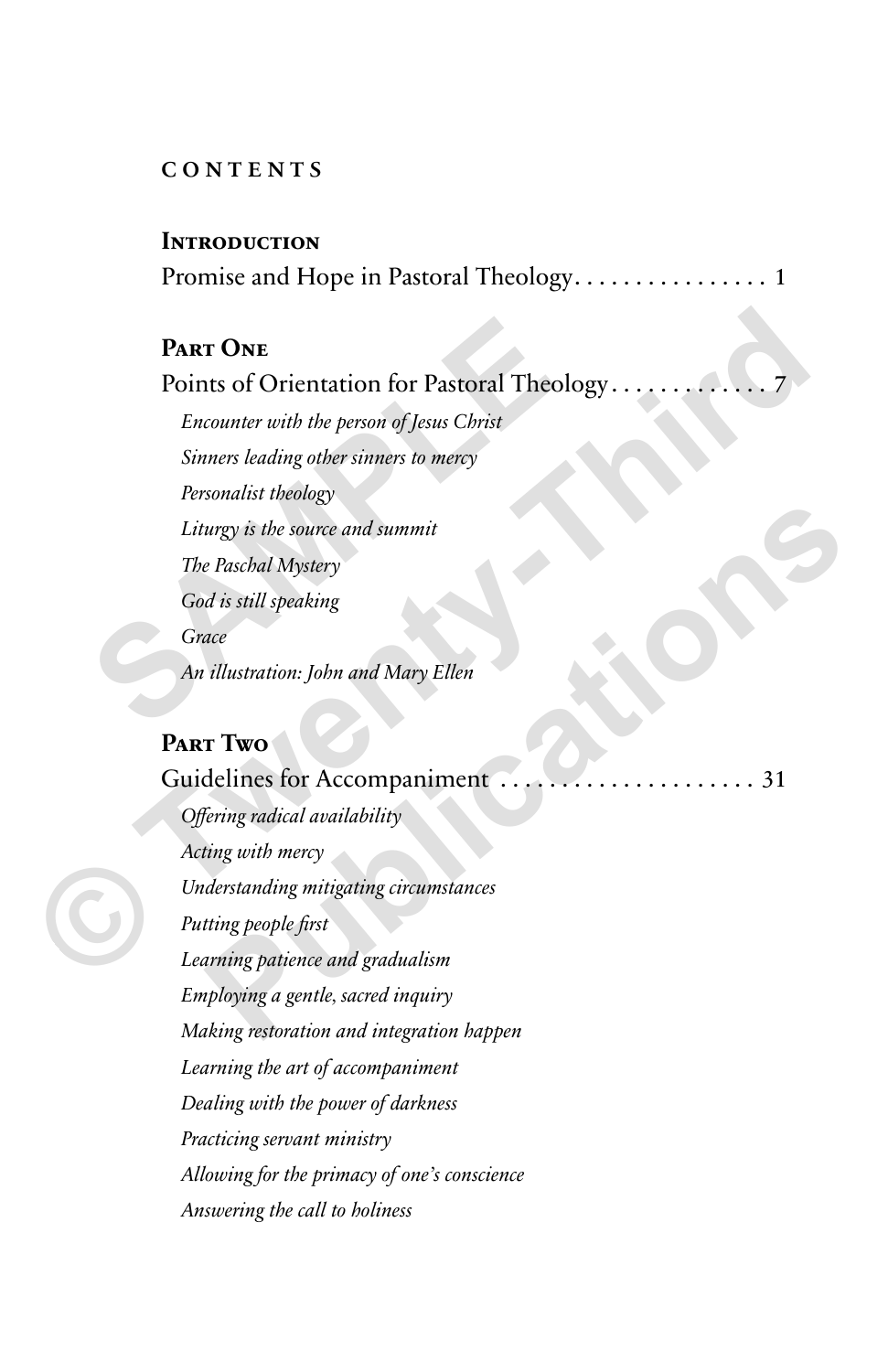# CONTENTS

## Introduction

Promise and Hope in Pastoral Theology . . . . . . . . . . . . . . . . 1

## Part One

Points of Orientation for Pastoral Theology . . . . . . . . . . . . 7

*Encounter with the person of Jesus Christ*

*Sinners leading other sinners to mercy*

*Personalist theology*

*Liturgy is the source and summit*

*The Paschal Mystery*

*God is still speaking*

*Grace*

*An illustration: John and Mary Ellen*

## Part Two

Guidelines for Accompaniment . . . . . . . . . . . . . . . . . . . . 31

*Offering radical availability*

*Acting with mercy*

*Understanding mitigating circumstances*

*Putting people first*

*Learning patience and gradualism*

*Employing a gentle, sacred inquiry*

*Making restoration and integration happen*

*Learning the art of accompaniment*

*Dealing with the power of darkness*

*Practicing servant ministry*

*Allowing for the primacy of one's conscience*

*Answering the call to holiness*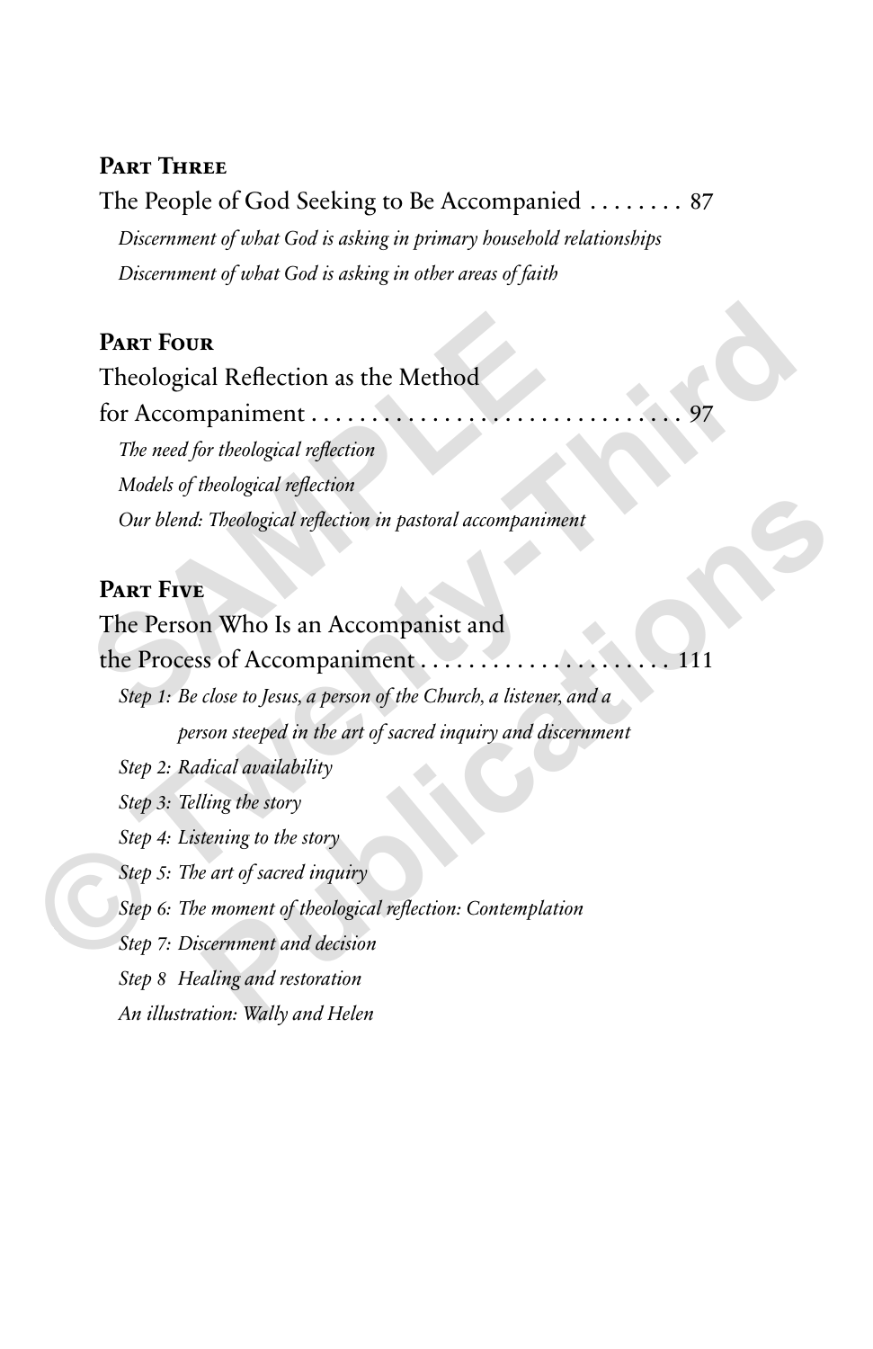**Part Three**

The People of God Seeking to Be Accompanied . . . . . . . . 87

*Discernment of what God is asking in primary household relationships*

*Discernment of what God is asking in other areas of faith*

**Part Four**

Theological Reflection as the Method for Accompaniment . . . . . . . . . . . . . . . . . . . . . . . . . . . . . . . 97

*The need for theological reflection*

*Models of theological reflection*

*Our blend: Theological reflection in pastoral accompaniment*

**Part Five**

The Person Who Is an Accompanist and the Process of Accompaniment . . . . . . . . . . . . . . . . . . . . . 111

*Step 1: Be close to Jesus, a person of the Church, a listener, and a person steeped in the art of sacred inquiry and discernment*

*Step 2: Radical availability*

*Step 3: Telling the story*

*Step 4: Listening to the story*

*Step 5: The art of sacred inquiry*

*Step 6: The moment of theological reflection: Contemplation*

*Step 7: Discernment and decision*

*Step 8 Healing and restoration*

*An illustration: Wally and Helen*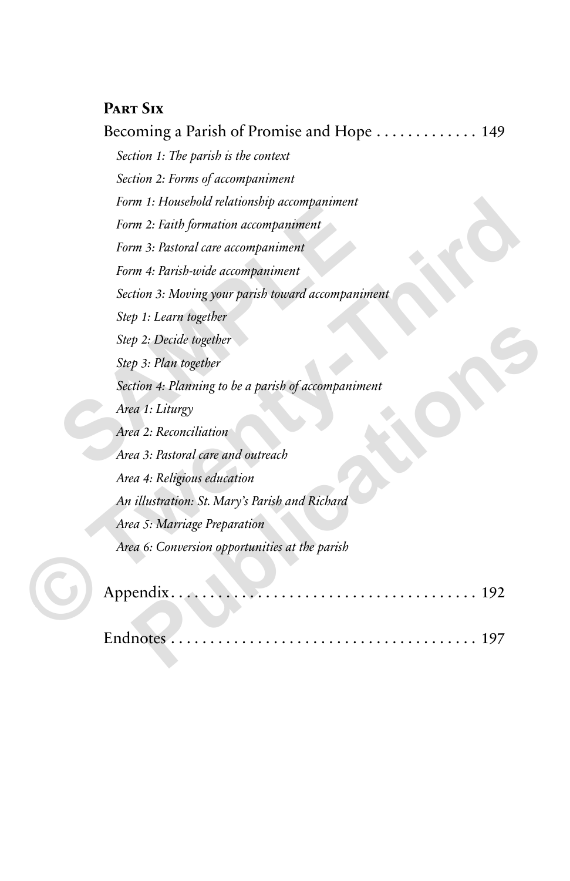**Part Six**

Becoming a Parish of Promise and Hope . . . . . . . . . . . . . 149

*Section 1: The parish is the context*

*Section 2: Forms of accompaniment*

*Form 1: Household relationship accompaniment*

*Form 2: Faith formation accompaniment*

*Form 3: Pastoral care accompaniment*

*Form 4: Parish-wide accompaniment*

*Section 3: Moving your parish toward accompaniment*

*Step 1: Learn together*

*Step 2: Decide together*

*Step 3: Plan together*

*Section 4: Planning to be a parish of accompaniment*

*Area 1: Liturgy*

*Area 2: Reconciliation*

*Area 3: Pastoral care and outreach*

*Area 4: Religious education*

*An illustration: St. Mary's Parish and Richard*

*Area 5: Marriage Preparation*

*Area 6: Conversion opportunities at the parish*

Appendix . . . . . . . . . . . . . . . . . . . . . . . . . . . . . . . . . . . . . 192

Endnotes . . . . . . . . . . . . . . . . . . . . . . . . . . . . . . . . . . . . . 197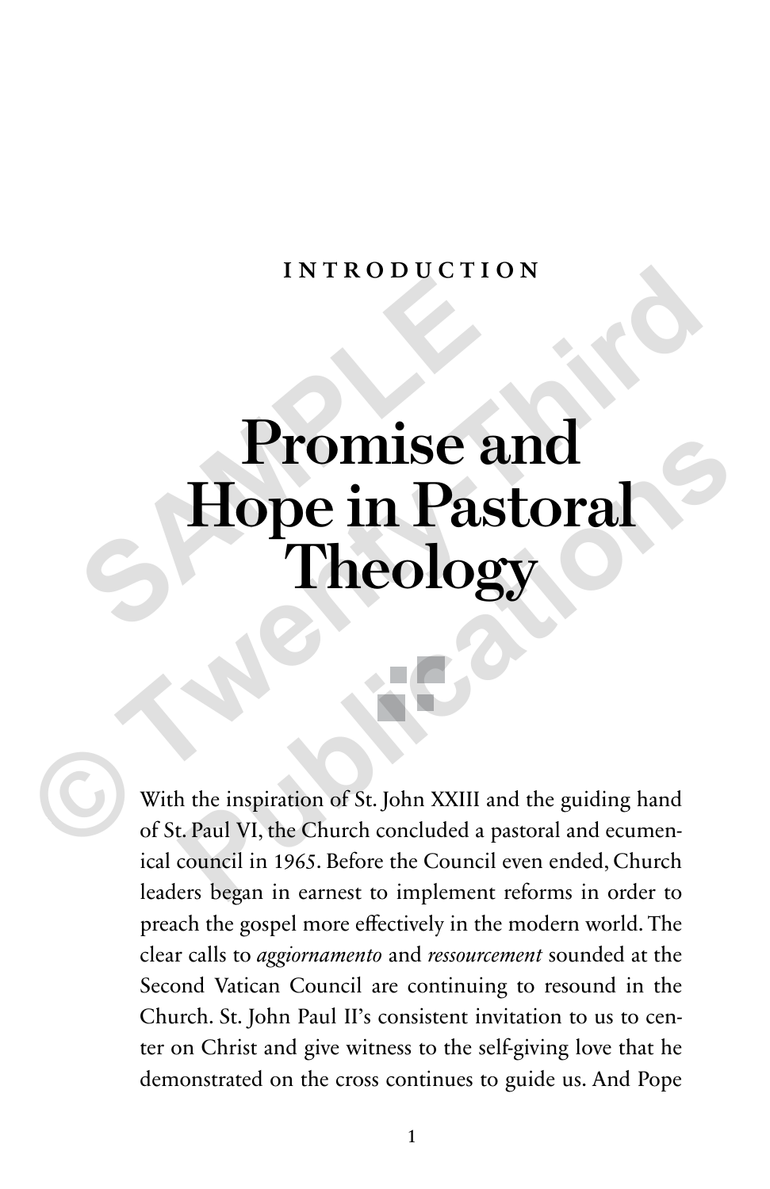INTRODUCTION

# Promise and Hope in Pastoral Theology

With the inspiration of St. John XXIII and the guiding hand of St. Paul VI, the Church concluded a pastoral and ecumenical council in 1965. Before the Council even ended, Church leaders began in earnest to implement reforms in order to preach the gospel more effectively in the modern world. The clear calls to *aggiornamento* and *ressourcement* sounded at the Second Vatican Council are continuing to resound in the Church. St. John Paul II's consistent invitation to us to center on Christ and give witness to the self-giving love that he demonstrated on the cross continues to guide us. And Pope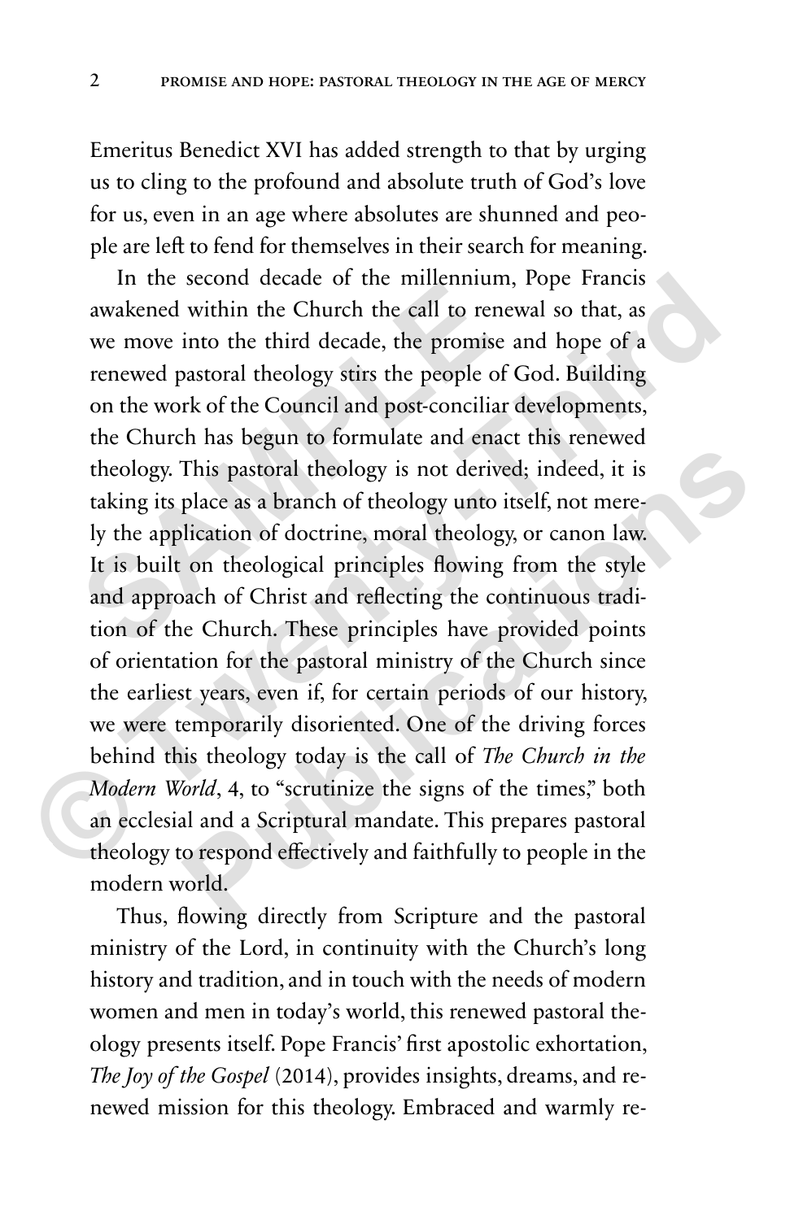Emeritus Benedict XVI has added strength to that by urging us to cling to the profound and absolute truth of God's love for us, even in an age where absolutes are shunned and people are left to fend for themselves in their search for meaning.

In the second decade of the millennium, Pope Francis awakened within the Church the call to renewal so that, as we move into the third decade, the promise and hope of a renewed pastoral theology stirs the people of God. Building on the work of the Council and post-conciliar developments, the Church has begun to formulate and enact this renewed theology. This pastoral theology is not derived; indeed, it is taking its place as a branch of theology unto itself, not merely the application of doctrine, moral theology, or canon law. It is built on theological principles flowing from the style and approach of Christ and reflecting the continuous tradition of the Church. These principles have provided points of orientation for the pastoral ministry of the Church since the earliest years, even if, for certain periods of our history, we were temporarily disoriented. One of the driving forces behind this theology today is the call of *The Church in the Modern World*, 4, to "scrutinize the signs of the times," both an ecclesial and a Scriptural mandate. This prepares pastoral theology to respond effectively and faithfully to people in the modern world.

Thus, flowing directly from Scripture and the pastoral ministry of the Lord, in continuity with the Church's long history and tradition, and in touch with the needs of modern women and men in today's world, this renewed pastoral theology presents itself. Pope Francis' first apostolic exhortation, *The Joy of the Gospel* (2014), provides insights, dreams, and renewed mission for this theology. Embraced and warmly re-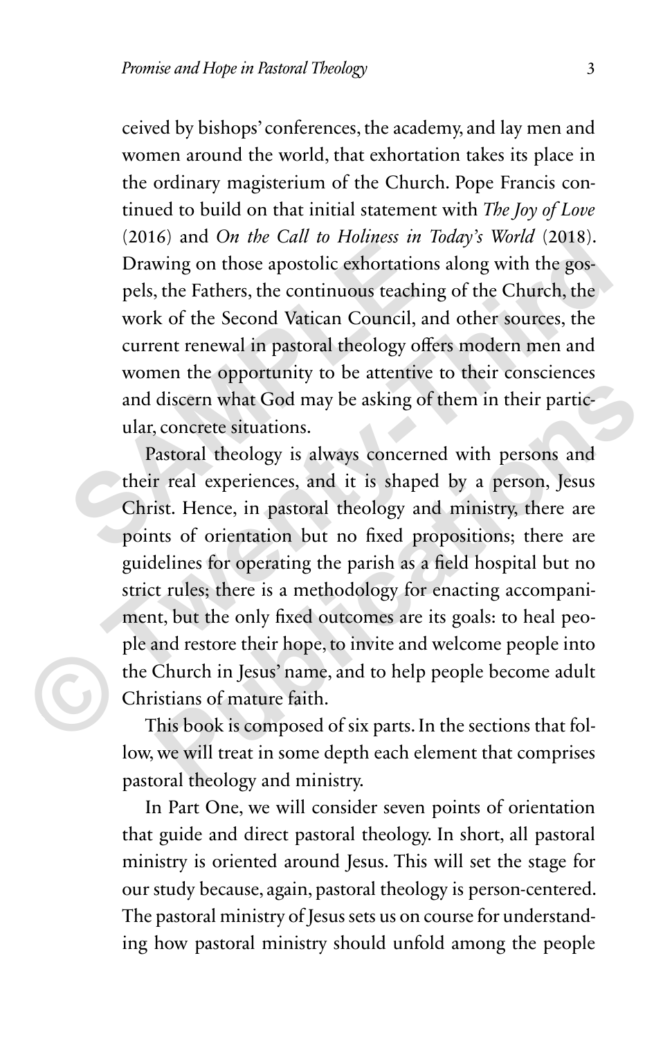ceived by bishops' conferences, the academy, and lay men and women around the world, that exhortation takes its place in the ordinary magisterium of the Church. Pope Francis continued to build on that initial statement with *The Joy of Love* (2016) and *On the Call to Holiness in Today's World* (2018). Drawing on those apostolic exhortations along with the gospels, the Fathers, the continuous teaching of the Church, the work of the Second Vatican Council, and other sources, the current renewal in pastoral theology offers modern men and women the opportunity to be attentive to their consciences and discern what God may be asking of them in their particular, concrete situations.

Pastoral theology is always concerned with persons and their real experiences, and it is shaped by a person, Jesus Christ. Hence, in pastoral theology and ministry, there are points of orientation but no fixed propositions; there are guidelines for operating the parish as a field hospital but no strict rules; there is a methodology for enacting accompaniment, but the only fixed outcomes are its goals: to heal people and restore their hope, to invite and welcome people into the Church in Jesus' name, and to help people become adult Christians of mature faith.

This book is composed of six parts. In the sections that follow, we will treat in some depth each element that comprises pastoral theology and ministry.

In Part One, we will consider seven points of orientation that guide and direct pastoral theology. In short, all pastoral ministry is oriented around Jesus. This will set the stage for our study because, again, pastoral theology is person-centered. The pastoral ministry of Jesus sets us on course for understanding how pastoral ministry should unfold among the people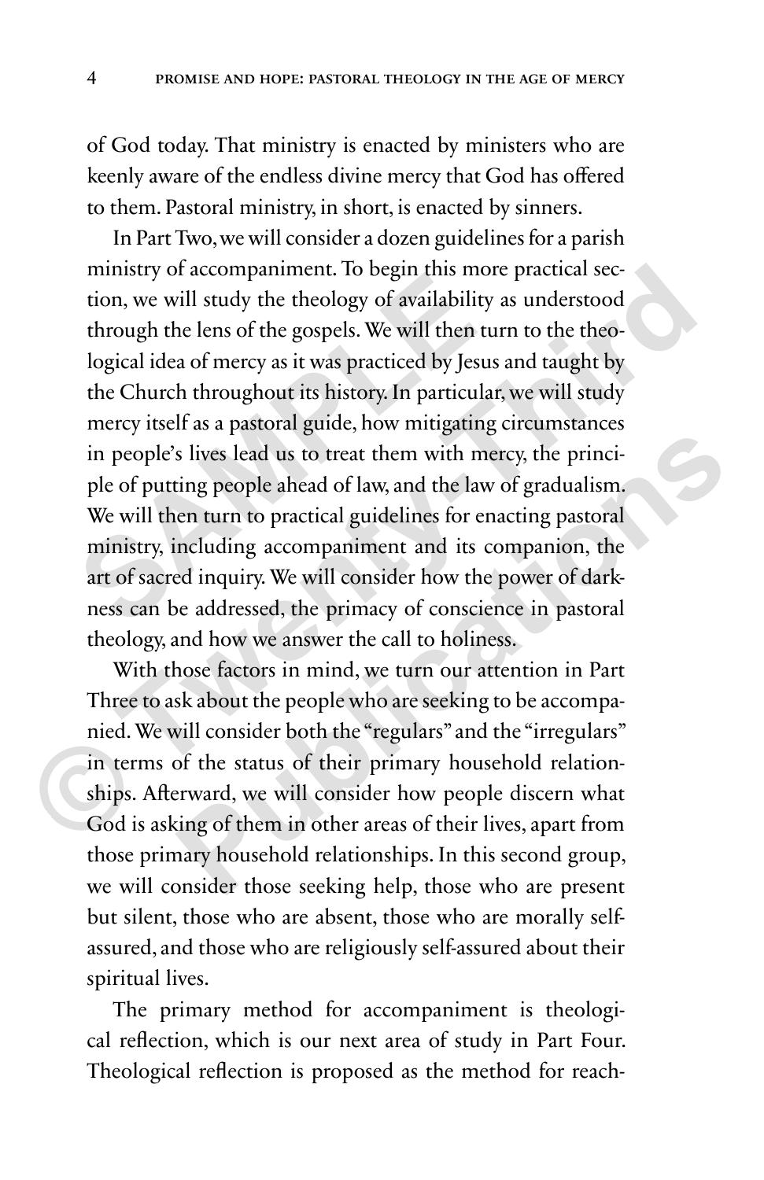of God today. That ministry is enacted by ministers who are keenly aware of the endless divine mercy that God has offered to them. Pastoral ministry, in short, is enacted by sinners.

In Part Two, we will consider a dozen guidelines for a parish ministry of accompaniment. To begin this more practical section, we will study the theology of availability as understood through the lens of the gospels. We will then turn to the theological idea of mercy as it was practiced by Jesus and taught by the Church throughout its history. In particular, we will study mercy itself as a pastoral guide, how mitigating circumstances in people's lives lead us to treat them with mercy, the principle of putting people ahead of law, and the law of gradualism. We will then turn to practical guidelines for enacting pastoral ministry, including accompaniment and its companion, the art of sacred inquiry. We will consider how the power of darkness can be addressed, the primacy of conscience in pastoral theology, and how we answer the call to holiness.

With those factors in mind, we turn our attention in Part Three to ask about the people who are seeking to be accompanied. We will consider both the "regulars" and the "irregulars" in terms of the status of their primary household relationships. Afterward, we will consider how people discern what God is asking of them in other areas of their lives, apart from those primary household relationships. In this second group, we will consider those seeking help, those who are present but silent, those who are absent, those who are morally self-assured, and those who are religiously self-assured about their spiritual lives.

The primary method for accompaniment is theological reflection, which is our next area of study in Part Four. Theological reflection is proposed as the method for reach-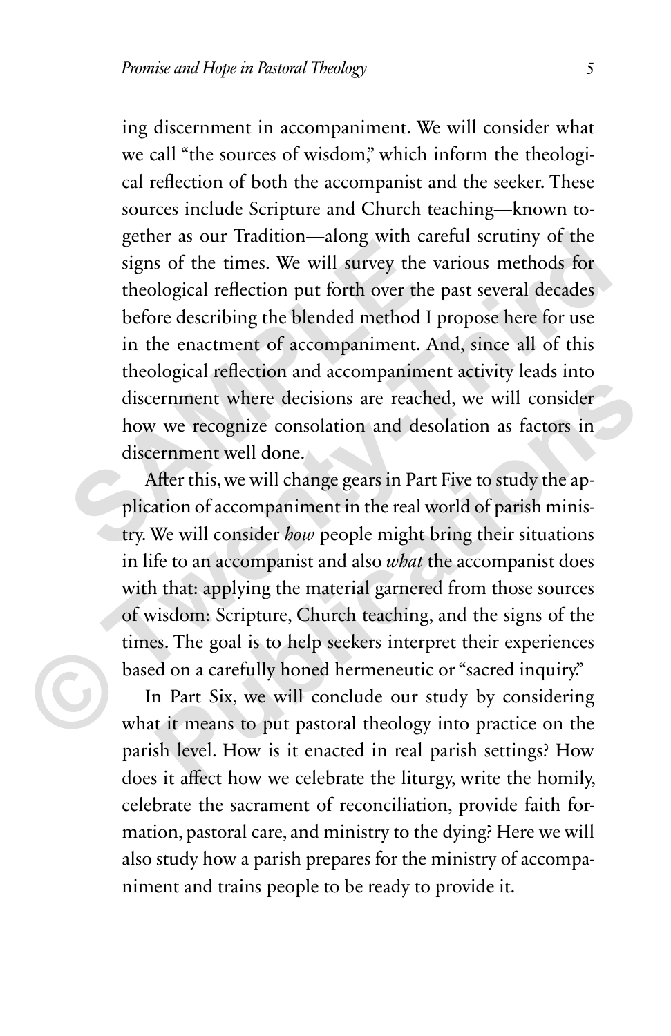ing discernment in accompaniment. We will consider what we call "the sources of wisdom," which inform the theological reflection of both the accompanist and the seeker. These sources include Scripture and Church teaching—known together as our Tradition—along with careful scrutiny of the signs of the times. We will survey the various methods for theological reflection put forth over the past several decades before describing the blended method I propose here for use in the enactment of accompaniment. And, since all of this theological reflection and accompaniment activity leads into discernment where decisions are reached, we will consider how we recognize consolation and desolation as factors in discernment well done.

After this, we will change gears in Part Five to study the application of accompaniment in the real world of parish ministry. We will consider *how* people might bring their situations in life to an accompanist and also *what* the accompanist does with that: applying the material garnered from those sources of wisdom: Scripture, Church teaching, and the signs of the times. The goal is to help seekers interpret their experiences based on a carefully honed hermeneutic or "sacred inquiry."

In Part Six, we will conclude our study by considering what it means to put pastoral theology into practice on the parish level. How is it enacted in real parish settings? How does it affect how we celebrate the liturgy, write the homily, celebrate the sacrament of reconciliation, provide faith formation, pastoral care, and ministry to the dying? Here we will also study how a parish prepares for the ministry of accompaniment and trains people to be ready to provide it.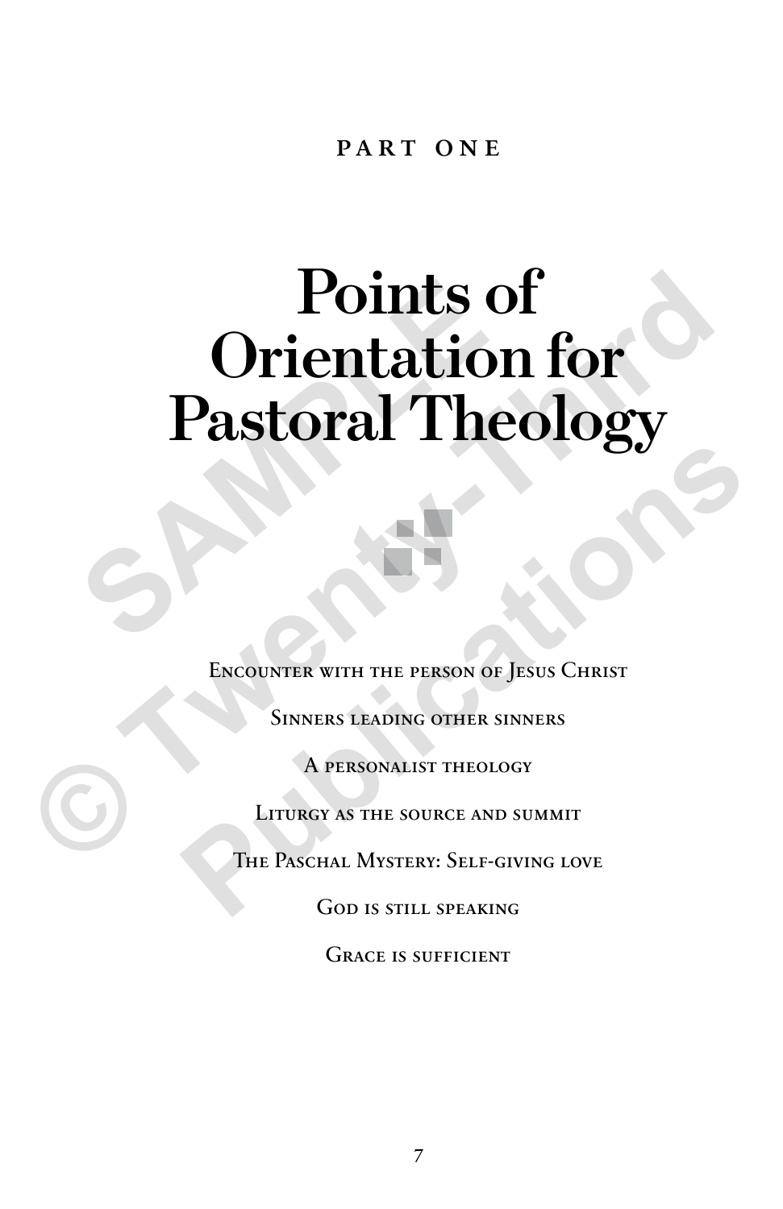PART ONE

# Points of Orientation for Pastoral Theology

Encounter with the person of Jesus Christ

Sinners leading other sinners

A personalist theology

Liturgy as the source and summit

The Paschal Mystery: Self-giving love

God is still speaking

Grace is sufficient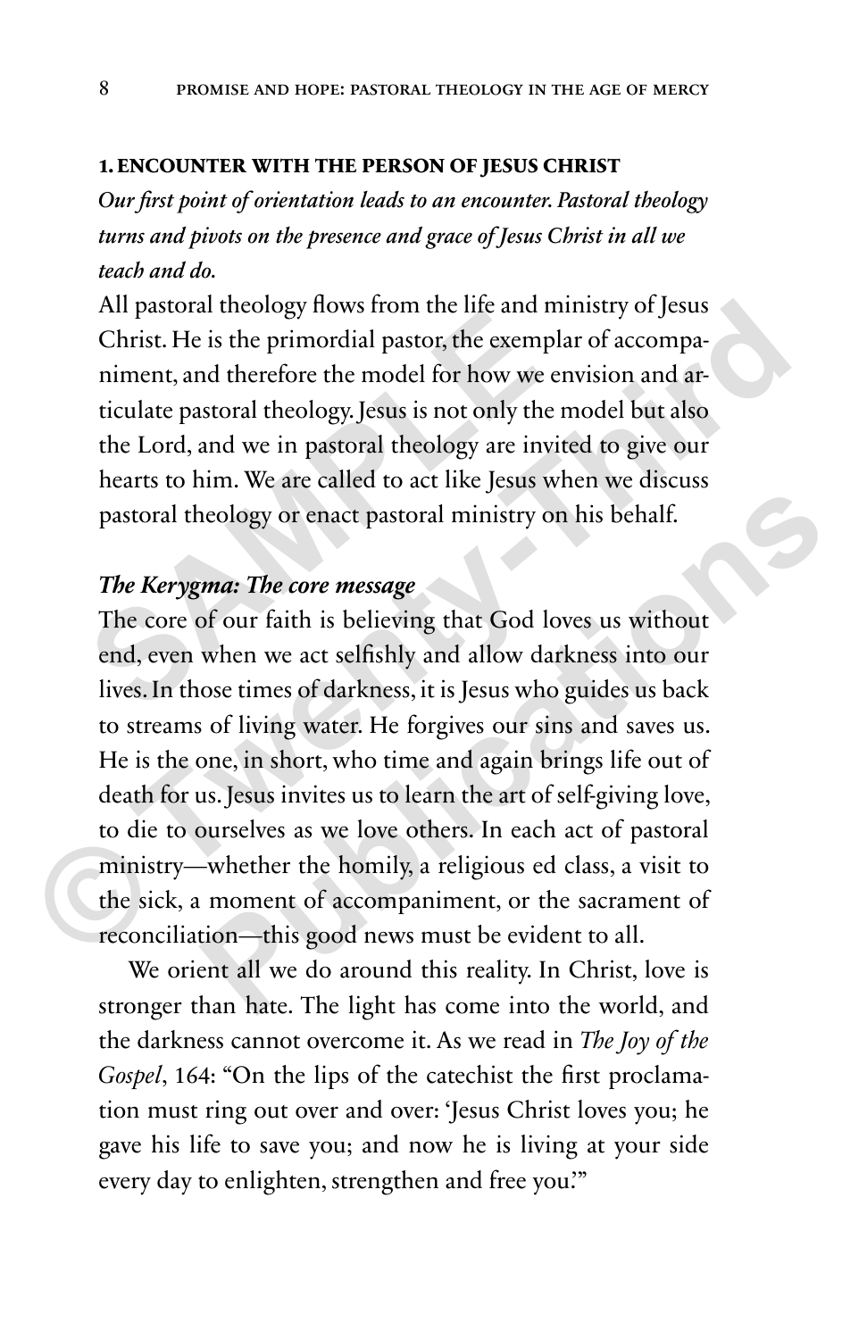### 1. ENCOUNTER WITH THE PERSON OF JESUS CHRIST

***Our first point of orientation leads to an encounter. Pastoral theology turns and pivots on the presence and grace of Jesus Christ in all we teach and do.***

All pastoral theology flows from the life and ministry of Jesus Christ. He is the primordial pastor, the exemplar of accompaniment, and therefore the model for how we envision and articulate pastoral theology. Jesus is not only the model but also the Lord, and we in pastoral theology are invited to give our hearts to him. We are called to act like Jesus when we discuss pastoral theology or enact pastoral ministry on his behalf.

#### *The Kerygma: The core message*

The core of our faith is believing that God loves us without end, even when we act selfishly and allow darkness into our lives. In those times of darkness, it is Jesus who guides us back to streams of living water. He forgives our sins and saves us. He is the one, in short, who time and again brings life out of death for us. Jesus invites us to learn the art of self-giving love, to die to ourselves as we love others. In each act of pastoral ministry—whether the homily, a religious ed class, a visit to the sick, a moment of accompaniment, or the sacrament of reconciliation—this good news must be evident to all.

We orient all we do around this reality. In Christ, love is stronger than hate. The light has come into the world, and the darkness cannot overcome it. As we read in *The Joy of the Gospel*, 164: "On the lips of the catechist the first proclamation must ring out over and over: 'Jesus Christ loves you; he gave his life to save you; and now he is living at your side every day to enlighten, strengthen and free you.'"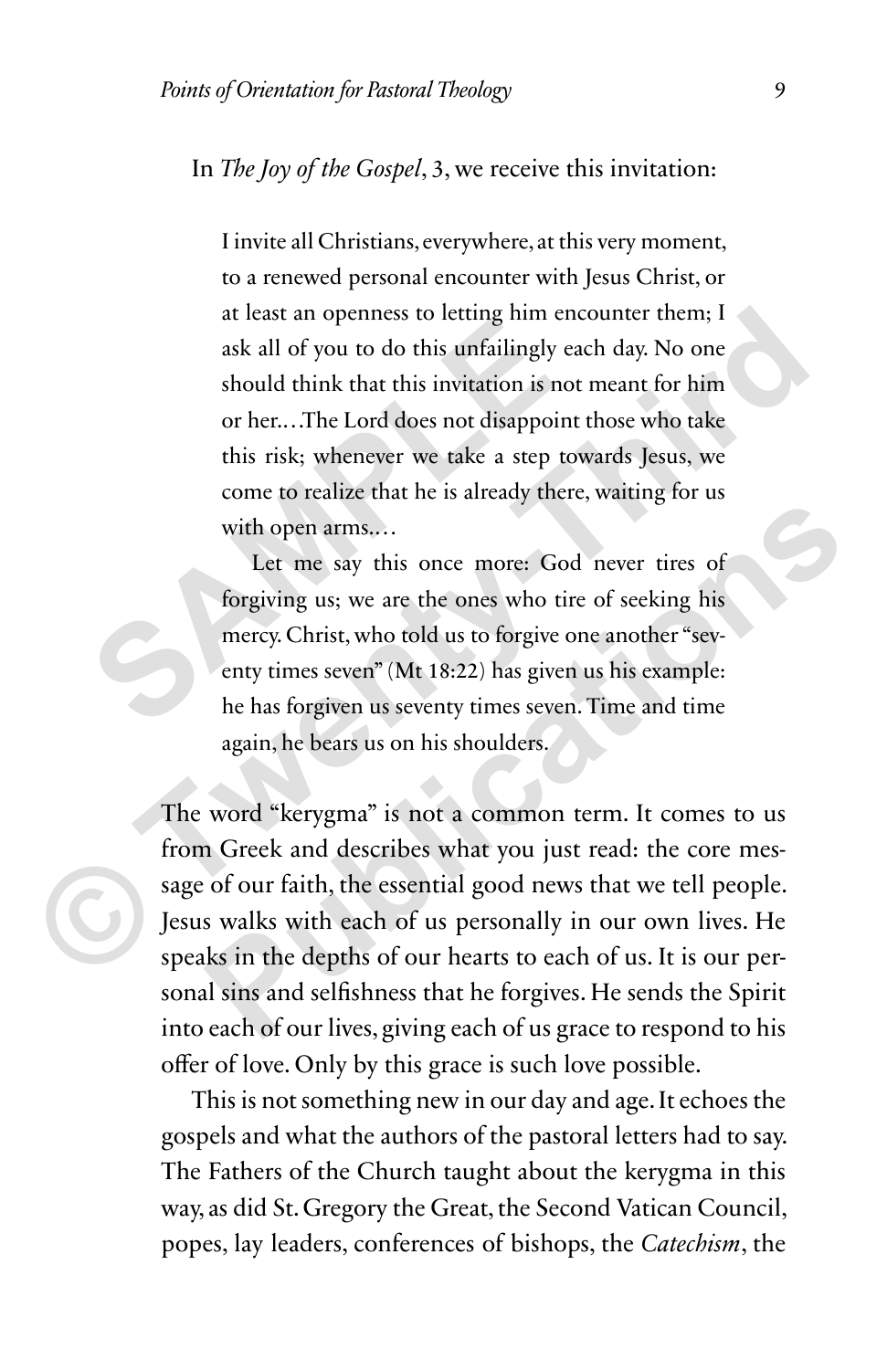In *The Joy of the Gospel*, 3, we receive this invitation:

> I invite all Christians, everywhere, at this very moment, to a renewed personal encounter with Jesus Christ, or at least an openness to letting him encounter them; I ask all of you to do this unfailingly each day. No one should think that this invitation is not meant for him or her.…The Lord does not disappoint those who take this risk; whenever we take a step towards Jesus, we come to realize that he is already there, waiting for us with open arms.…
>
> Let me say this once more: God never tires of forgiving us; we are the ones who tire of seeking his mercy. Christ, who told us to forgive one another "seventy times seven" (Mt 18:22) has given us his example: he has forgiven us seventy times seven. Time and time again, he bears us on his shoulders.

The word "kerygma" is not a common term. It comes to us from Greek and describes what you just read: the core message of our faith, the essential good news that we tell people. Jesus walks with each of us personally in our own lives. He speaks in the depths of our hearts to each of us. It is our personal sins and selfishness that he forgives. He sends the Spirit into each of our lives, giving each of us grace to respond to his offer of love. Only by this grace is such love possible.

This is not something new in our day and age. It echoes the gospels and what the authors of the pastoral letters had to say. The Fathers of the Church taught about the kerygma in this way, as did St. Gregory the Great, the Second Vatican Council, popes, lay leaders, conferences of bishops, the *Catechism*, the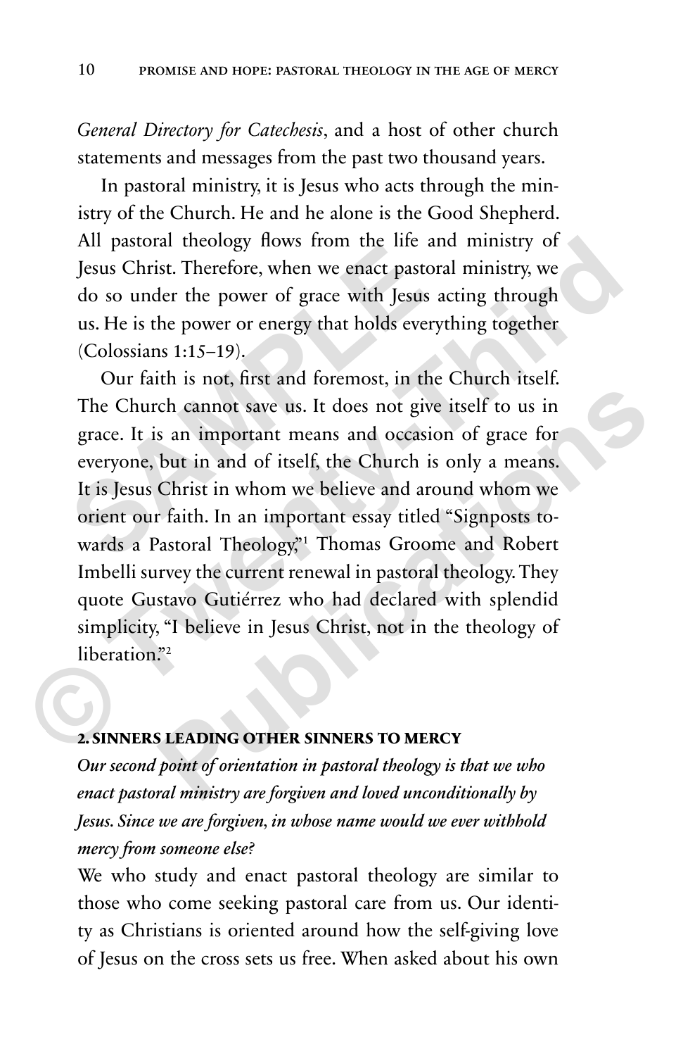*General Directory for Catechesis*, and a host of other church statements and messages from the past two thousand years.

In pastoral ministry, it is Jesus who acts through the ministry of the Church. He and he alone is the Good Shepherd. All pastoral theology flows from the life and ministry of Jesus Christ. Therefore, when we enact pastoral ministry, we do so under the power of grace with Jesus acting through us. He is the power or energy that holds everything together (Colossians 1:15–19).

Our faith is not, first and foremost, in the Church itself. The Church cannot save us. It does not give itself to us in grace. It is an important means and occasion of grace for everyone, but in and of itself, the Church is only a means. It is Jesus Christ in whom we believe and around whom we orient our faith. In an important essay titled "Signposts towards a Pastoral Theology,"[1] Thomas Groome and Robert Imbelli survey the current renewal in pastoral theology. They quote Gustavo Gutiérrez who had declared with splendid simplicity, "I believe in Jesus Christ, not in the theology of liberation."[2]

## 2. SINNERS LEADING OTHER SINNERS TO MERCY

***Our second point of orientation in pastoral theology is that we who enact pastoral ministry are forgiven and loved unconditionally by Jesus. Since we are forgiven, in whose name would we ever withhold mercy from someone else?***

We who study and enact pastoral theology are similar to those who come seeking pastoral care from us. Our identity as Christians is oriented around how the self-giving love of Jesus on the cross sets us free. When asked about his own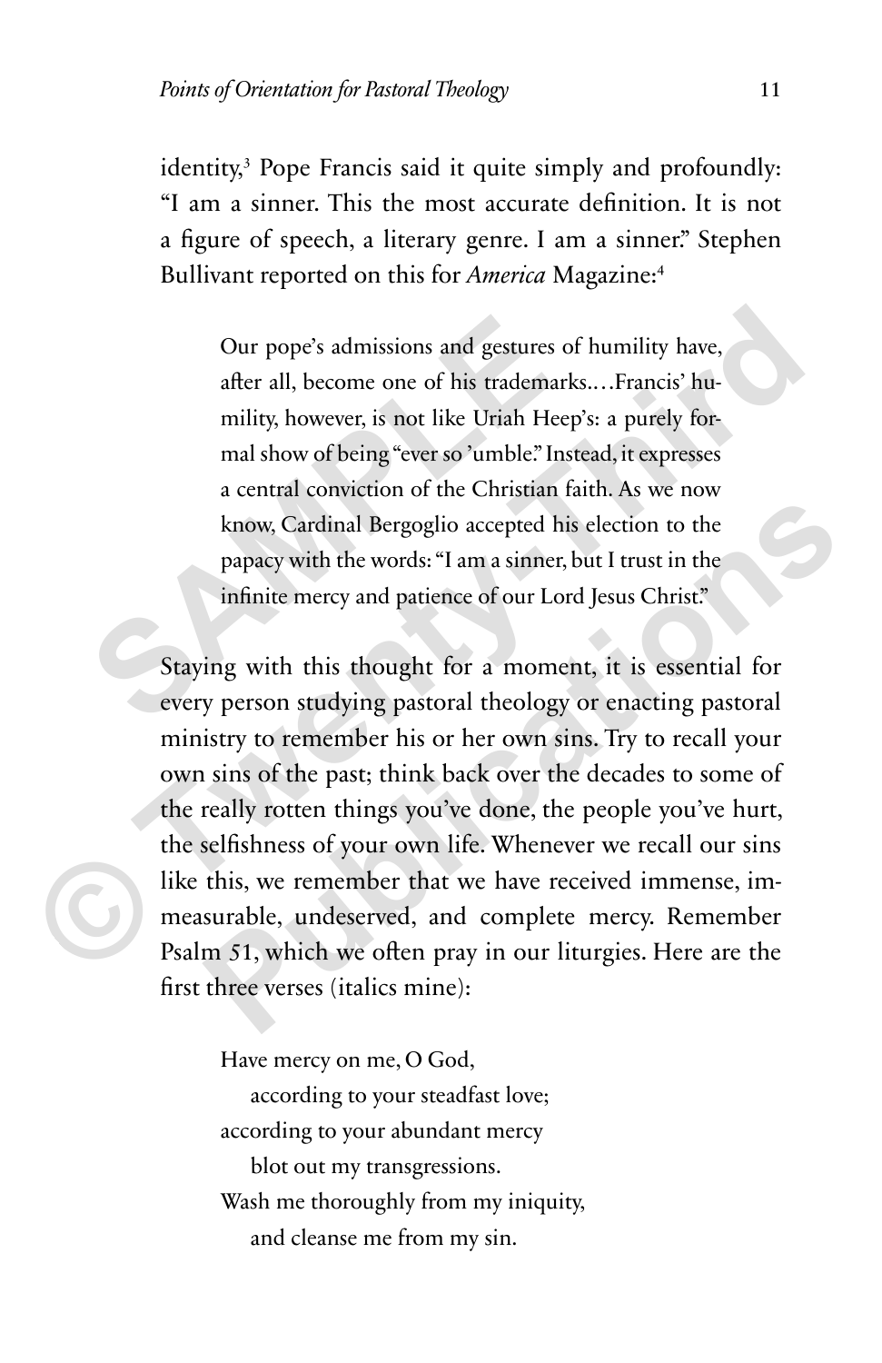identity,[3] Pope Francis said it quite simply and profoundly: "I am a sinner. This the most accurate definition. It is not a figure of speech, a literary genre. I am a sinner." Stephen Bullivant reported on this for *America* Magazine:[4]

> Our pope's admissions and gestures of humility have, after all, become one of his trademarks.…Francis' humility, however, is not like Uriah Heep's: a purely formal show of being "ever so 'umble." Instead, it expresses a central conviction of the Christian faith. As we now know, Cardinal Bergoglio accepted his election to the papacy with the words: "I am a sinner, but I trust in the infinite mercy and patience of our Lord Jesus Christ."

Staying with this thought for a moment, it is essential for every person studying pastoral theology or enacting pastoral ministry to remember his or her own sins. Try to recall your own sins of the past; think back over the decades to some of the really rotten things you've done, the people you've hurt, the selfishness of your own life. Whenever we recall our sins like this, we remember that we have received immense, immeasurable, undeserved, and complete mercy. Remember Psalm 51, which we often pray in our liturgies. Here are the first three verses (italics mine):

> Have mercy on me, O God,
> &nbsp;&nbsp;&nbsp;&nbsp;according to your steadfast love;
> according to your abundant mercy
> &nbsp;&nbsp;&nbsp;&nbsp;blot out my transgressions.
> Wash me thoroughly from my iniquity,
> &nbsp;&nbsp;&nbsp;&nbsp;and cleanse me from my sin.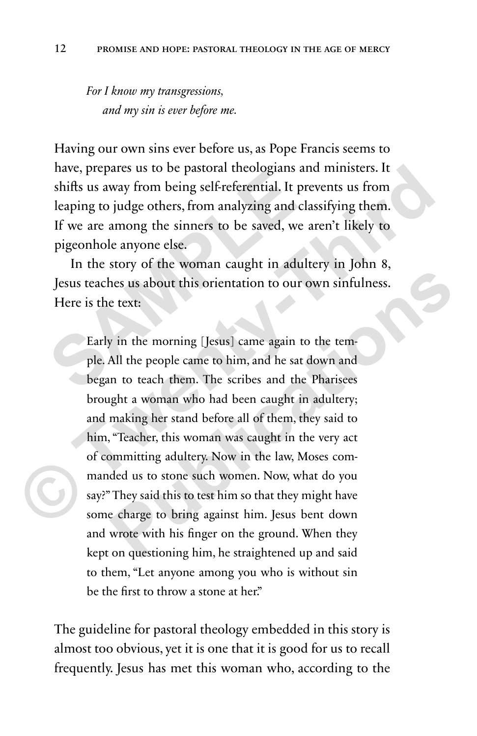*For I know my transgressions,*
*and my sin is ever before me.*

Having our own sins ever before us, as Pope Francis seems to have, prepares us to be pastoral theologians and ministers. It shifts us away from being self-referential. It prevents us from leaping to judge others, from analyzing and classifying them. If we are among the sinners to be saved, we aren't likely to pigeonhole anyone else.

In the story of the woman caught in adultery in John 8, Jesus teaches us about this orientation to our own sinfulness. Here is the text:

> Early in the morning [Jesus] came again to the temple. All the people came to him, and he sat down and began to teach them. The scribes and the Pharisees brought a woman who had been caught in adultery; and making her stand before all of them, they said to him, "Teacher, this woman was caught in the very act of committing adultery. Now in the law, Moses commanded us to stone such women. Now, what do you say?" They said this to test him so that they might have some charge to bring against him. Jesus bent down and wrote with his finger on the ground. When they kept on questioning him, he straightened up and said to them, "Let anyone among you who is without sin be the first to throw a stone at her."

The guideline for pastoral theology embedded in this story is almost too obvious, yet it is one that it is good for us to recall frequently. Jesus has met this woman who, according to the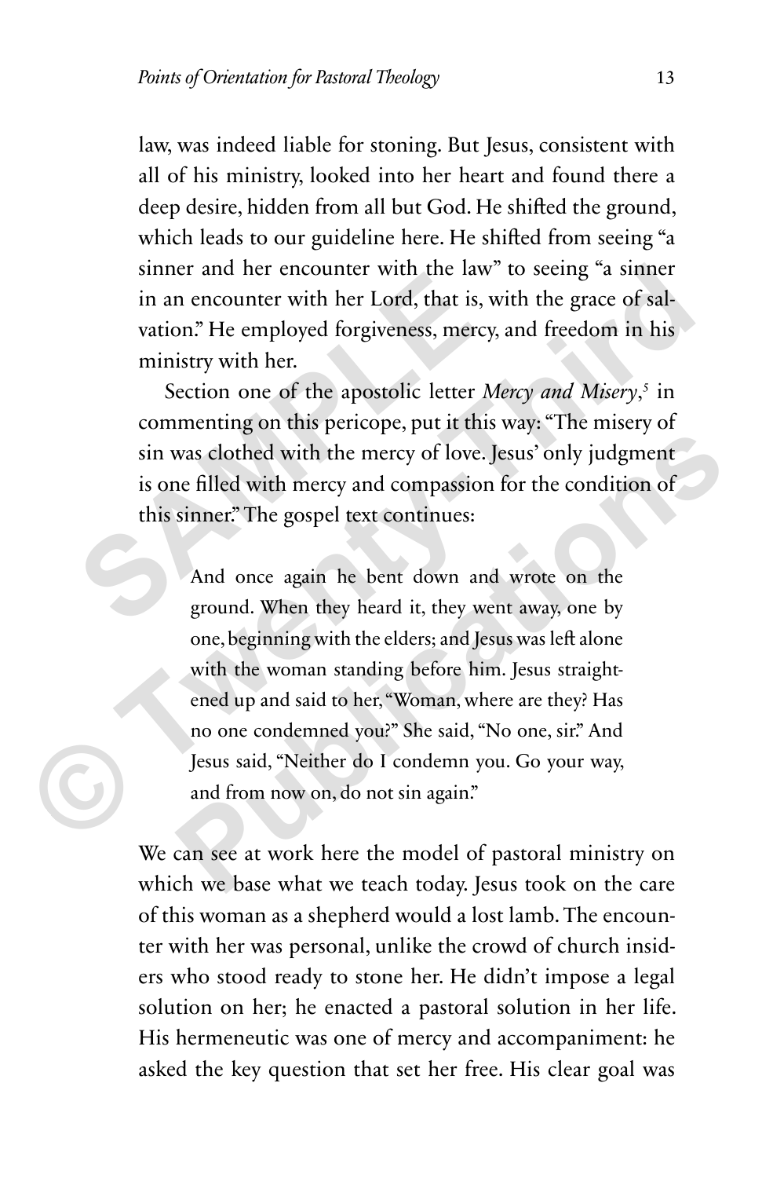law, was indeed liable for stoning. But Jesus, consistent with all of his ministry, looked into her heart and found there a deep desire, hidden from all but God. He shifted the ground, which leads to our guideline here. He shifted from seeing "a sinner and her encounter with the law" to seeing "a sinner in an encounter with her Lord, that is, with the grace of salvation." He employed forgiveness, mercy, and freedom in his ministry with her.

Section one of the apostolic letter *Mercy and Misery*,[5] in commenting on this pericope, put it this way: "The misery of sin was clothed with the mercy of love. Jesus' only judgment is one filled with mercy and compassion for the condition of this sinner." The gospel text continues:

> And once again he bent down and wrote on the ground. When they heard it, they went away, one by one, beginning with the elders; and Jesus was left alone with the woman standing before him. Jesus straightened up and said to her, "Woman, where are they? Has no one condemned you?" She said, "No one, sir." And Jesus said, "Neither do I condemn you. Go your way, and from now on, do not sin again."

We can see at work here the model of pastoral ministry on which we base what we teach today. Jesus took on the care of this woman as a shepherd would a lost lamb. The encounter with her was personal, unlike the crowd of church insiders who stood ready to stone her. He didn't impose a legal solution on her; he enacted a pastoral solution in her life. His hermeneutic was one of mercy and accompaniment: he asked the key question that set her free. His clear goal was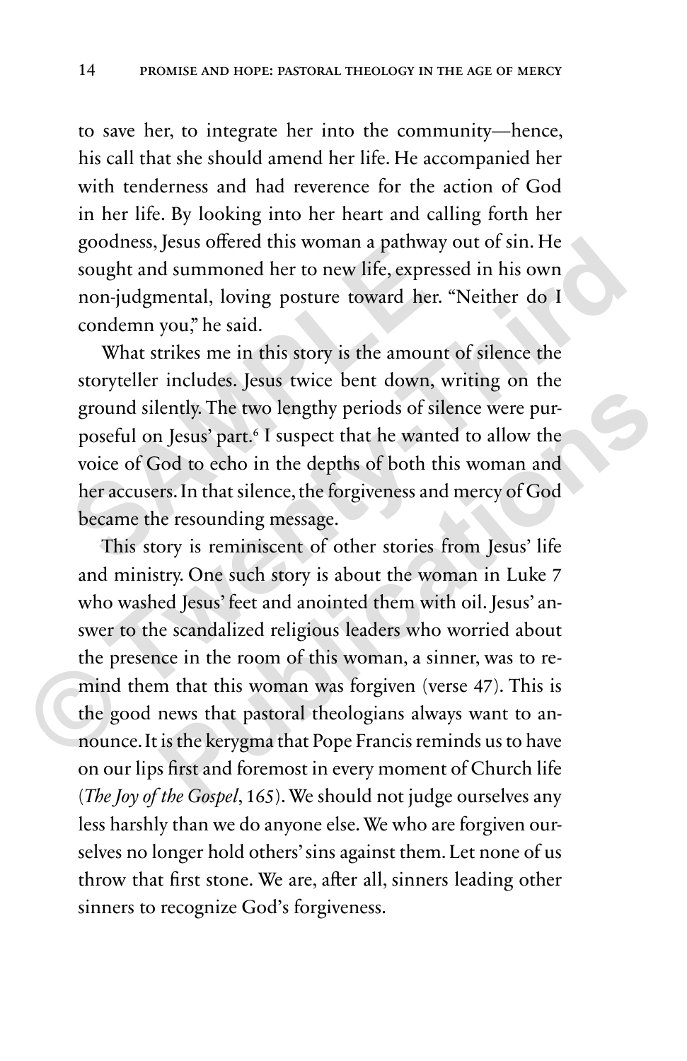to save her, to integrate her into the community—hence, his call that she should amend her life. He accompanied her with tenderness and had reverence for the action of God in her life. By looking into her heart and calling forth her goodness, Jesus offered this woman a pathway out of sin. He sought and summoned her to new life, expressed in his own non-judgmental, loving posture toward her. "Neither do I condemn you," he said.

What strikes me in this story is the amount of silence the storyteller includes. Jesus twice bent down, writing on the ground silently. The two lengthy periods of silence were purposeful on Jesus' part.[6] I suspect that he wanted to allow the voice of God to echo in the depths of both this woman and her accusers. In that silence, the forgiveness and mercy of God became the resounding message.

This story is reminiscent of other stories from Jesus' life and ministry. One such story is about the woman in Luke 7 who washed Jesus' feet and anointed them with oil. Jesus' answer to the scandalized religious leaders who worried about the presence in the room of this woman, a sinner, was to remind them that this woman was forgiven (verse 47). This is the good news that pastoral theologians always want to announce. It is the kerygma that Pope Francis reminds us to have on our lips first and foremost in every moment of Church life (*The Joy of the Gospel*, 165). We should not judge ourselves any less harshly than we do anyone else. We who are forgiven ourselves no longer hold others' sins against them. Let none of us throw that first stone. We are, after all, sinners leading other sinners to recognize God's forgiveness.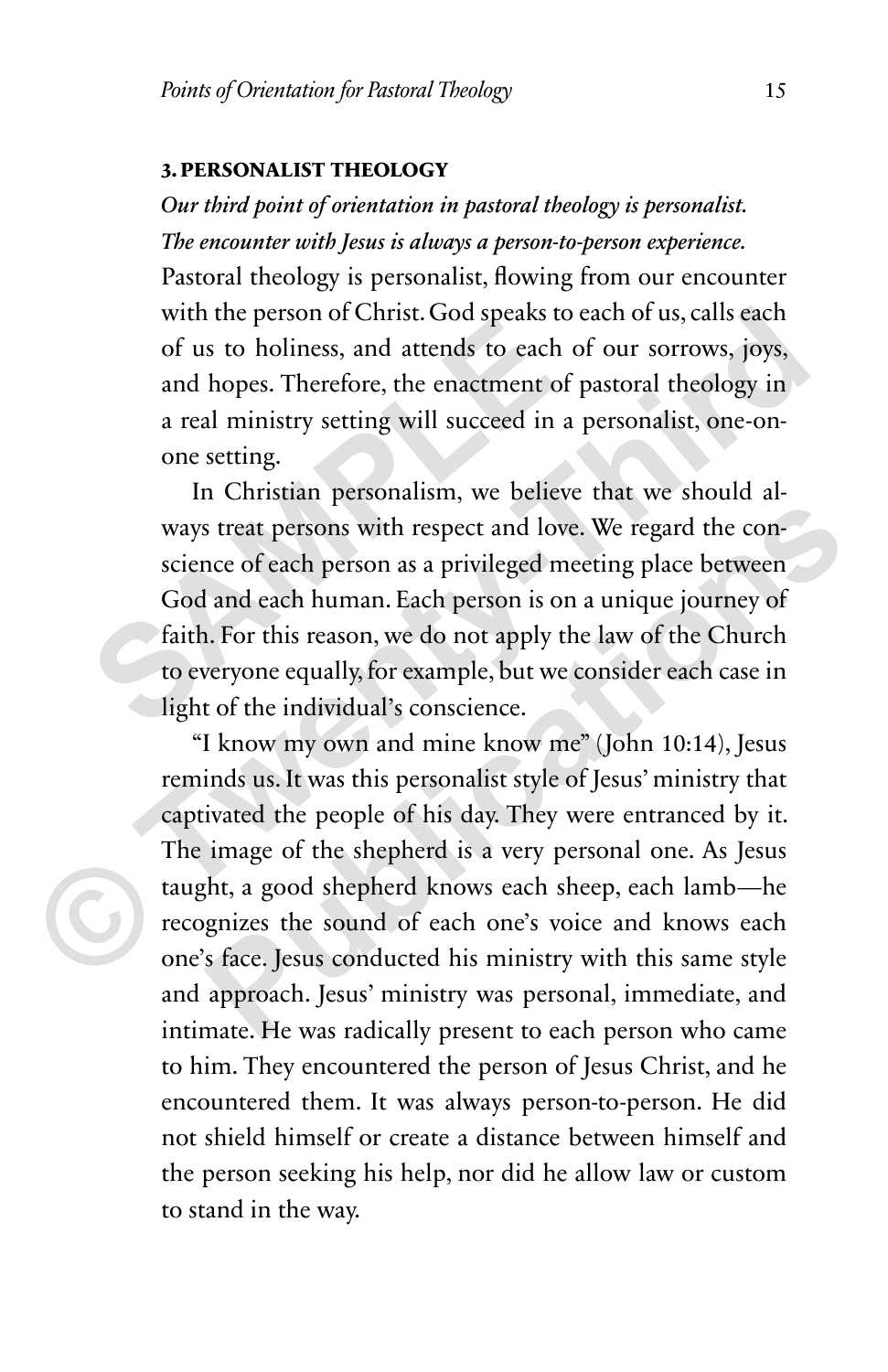### 3. PERSONALIST THEOLOGY

*Our third point of orientation in pastoral theology is personalist. The encounter with Jesus is always a person-to-person experience.*

Pastoral theology is personalist, flowing from our encounter with the person of Christ. God speaks to each of us, calls each of us to holiness, and attends to each of our sorrows, joys, and hopes. Therefore, the enactment of pastoral theology in a real ministry setting will succeed in a personalist, one-on-one setting.

In Christian personalism, we believe that we should always treat persons with respect and love. We regard the conscience of each person as a privileged meeting place between God and each human. Each person is on a unique journey of faith. For this reason, we do not apply the law of the Church to everyone equally, for example, but we consider each case in light of the individual's conscience.

"I know my own and mine know me" (John 10:14), Jesus reminds us. It was this personalist style of Jesus' ministry that captivated the people of his day. They were entranced by it. The image of the shepherd is a very personal one. As Jesus taught, a good shepherd knows each sheep, each lamb—he recognizes the sound of each one's voice and knows each one's face. Jesus conducted his ministry with this same style and approach. Jesus' ministry was personal, immediate, and intimate. He was radically present to each person who came to him. They encountered the person of Jesus Christ, and he encountered them. It was always person-to-person. He did not shield himself or create a distance between himself and the person seeking his help, nor did he allow law or custom to stand in the way.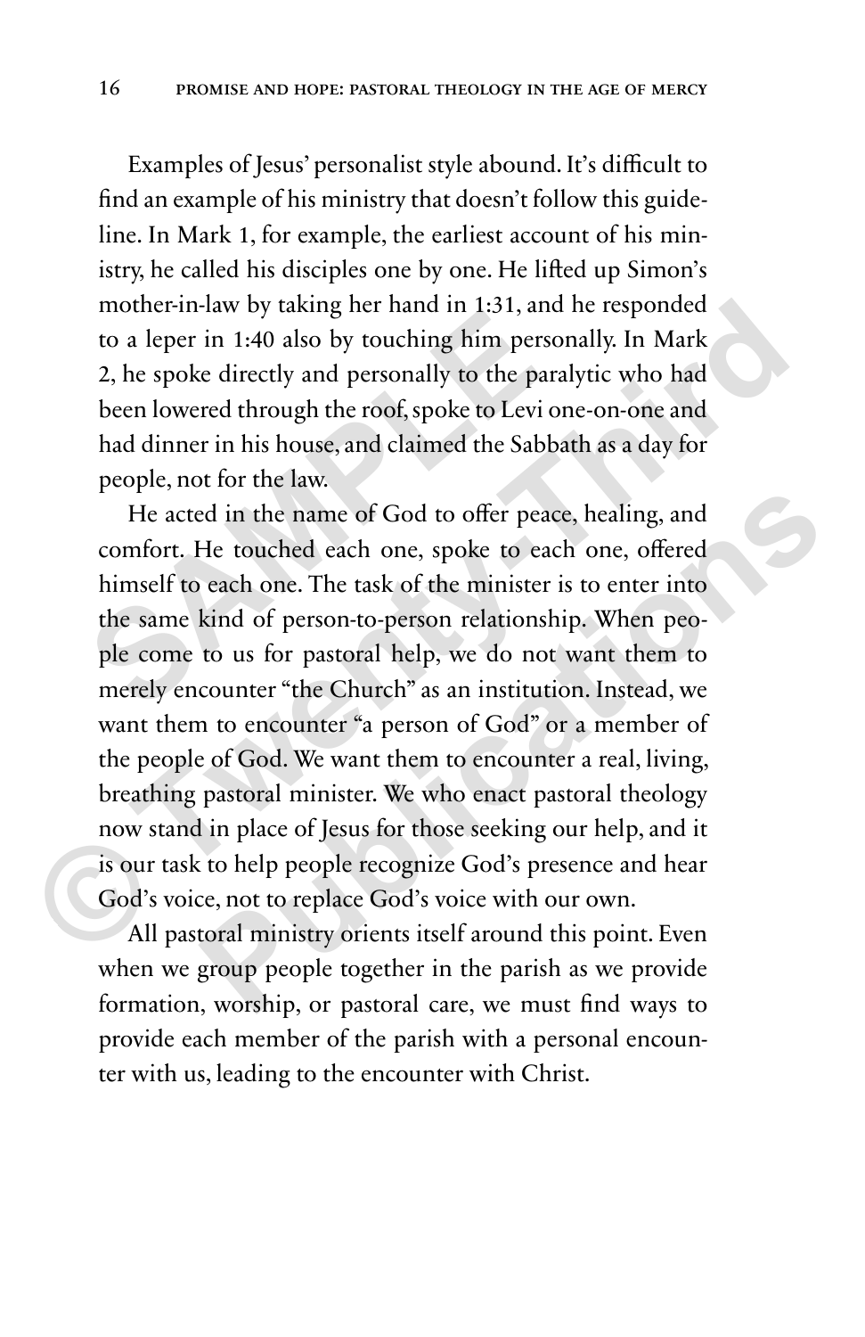Examples of Jesus' personalist style abound. It's difficult to find an example of his ministry that doesn't follow this guideline. In Mark 1, for example, the earliest account of his ministry, he called his disciples one by one. He lifted up Simon's mother-in-law by taking her hand in 1:31, and he responded to a leper in 1:40 also by touching him personally. In Mark 2, he spoke directly and personally to the paralytic who had been lowered through the roof, spoke to Levi one-on-one and had dinner in his house, and claimed the Sabbath as a day for people, not for the law.

He acted in the name of God to offer peace, healing, and comfort. He touched each one, spoke to each one, offered himself to each one. The task of the minister is to enter into the same kind of person-to-person relationship. When people come to us for pastoral help, we do not want them to merely encounter "the Church" as an institution. Instead, we want them to encounter "a person of God" or a member of the people of God. We want them to encounter a real, living, breathing pastoral minister. We who enact pastoral theology now stand in place of Jesus for those seeking our help, and it is our task to help people recognize God's presence and hear God's voice, not to replace God's voice with our own.

All pastoral ministry orients itself around this point. Even when we group people together in the parish as we provide formation, worship, or pastoral care, we must find ways to provide each member of the parish with a personal encounter with us, leading to the encounter with Christ.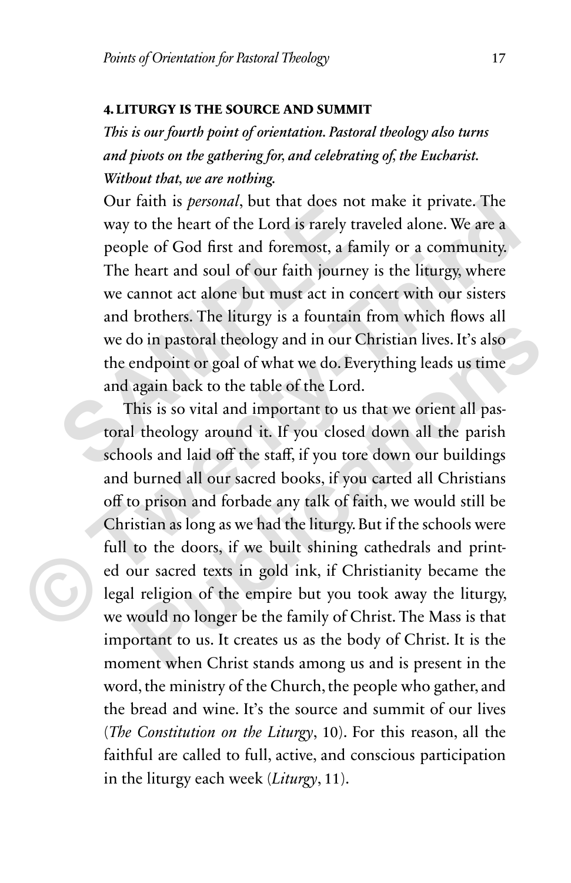#### 4. LITURGY IS THE SOURCE AND SUMMIT

*This is our fourth point of orientation. Pastoral theology also turns and pivots on the gathering for, and celebrating of, the Eucharist. Without that, we are nothing.*

Our faith is *personal*, but that does not make it private. The way to the heart of the Lord is rarely traveled alone. We are a people of God first and foremost, a family or a community. The heart and soul of our faith journey is the liturgy, where we cannot act alone but must act in concert with our sisters and brothers. The liturgy is a fountain from which flows all we do in pastoral theology and in our Christian lives. It's also the endpoint or goal of what we do. Everything leads us time and again back to the table of the Lord.

This is so vital and important to us that we orient all pastoral theology around it. If you closed down all the parish schools and laid off the staff, if you tore down our buildings and burned all our sacred books, if you carted all Christians off to prison and forbade any talk of faith, we would still be Christian as long as we had the liturgy. But if the schools were full to the doors, if we built shining cathedrals and printed our sacred texts in gold ink, if Christianity became the legal religion of the empire but you took away the liturgy, we would no longer be the family of Christ. The Mass is that important to us. It creates us as the body of Christ. It is the moment when Christ stands among us and is present in the word, the ministry of the Church, the people who gather, and the bread and wine. It's the source and summit of our lives (*The Constitution on the Liturgy*, 10). For this reason, all the faithful are called to full, active, and conscious participation in the liturgy each week (*Liturgy*, 11).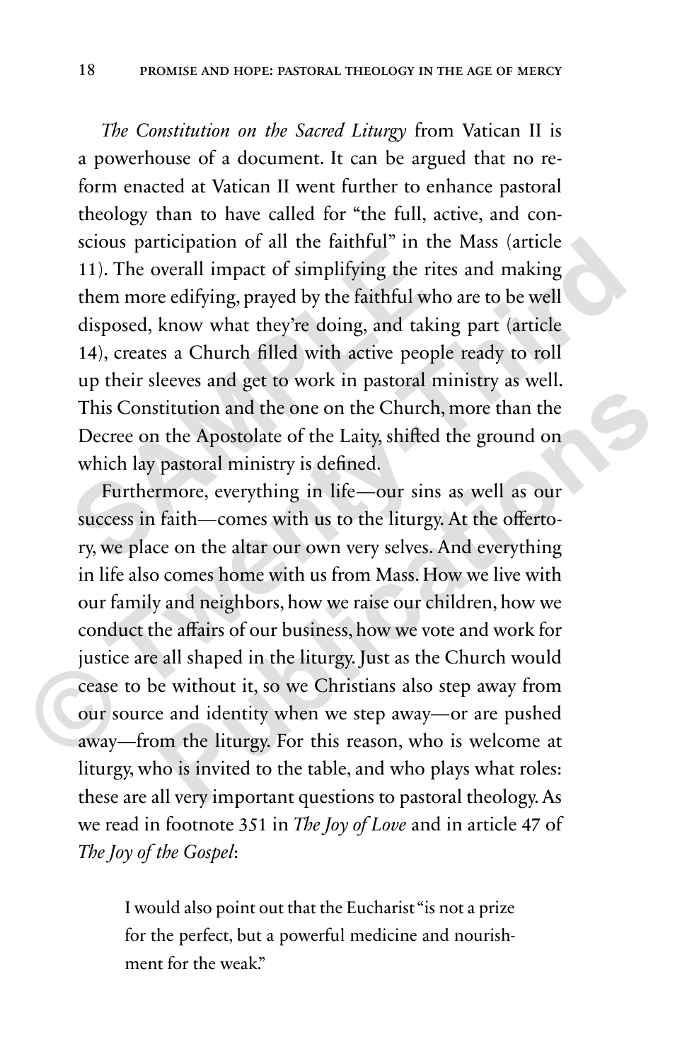*The Constitution on the Sacred Liturgy* from Vatican II is a powerhouse of a document. It can be argued that no reform enacted at Vatican II went further to enhance pastoral theology than to have called for "the full, active, and conscious participation of all the faithful" in the Mass (article 11). The overall impact of simplifying the rites and making them more edifying, prayed by the faithful who are to be well disposed, know what they're doing, and taking part (article 14), creates a Church filled with active people ready to roll up their sleeves and get to work in pastoral ministry as well. This Constitution and the one on the Church, more than the Decree on the Apostolate of the Laity, shifted the ground on which lay pastoral ministry is defined.

Furthermore, everything in life—our sins as well as our success in faith—comes with us to the liturgy. At the offertory, we place on the altar our own very selves. And everything in life also comes home with us from Mass. How we live with our family and neighbors, how we raise our children, how we conduct the affairs of our business, how we vote and work for justice are all shaped in the liturgy. Just as the Church would cease to be without it, so we Christians also step away from our source and identity when we step away—or are pushed away—from the liturgy. For this reason, who is welcome at liturgy, who is invited to the table, and who plays what roles: these are all very important questions to pastoral theology. As we read in footnote 351 in *The Joy of Love* and in article 47 of *The Joy of the Gospel*:

> I would also point out that the Eucharist "is not a prize for the perfect, but a powerful medicine and nourishment for the weak."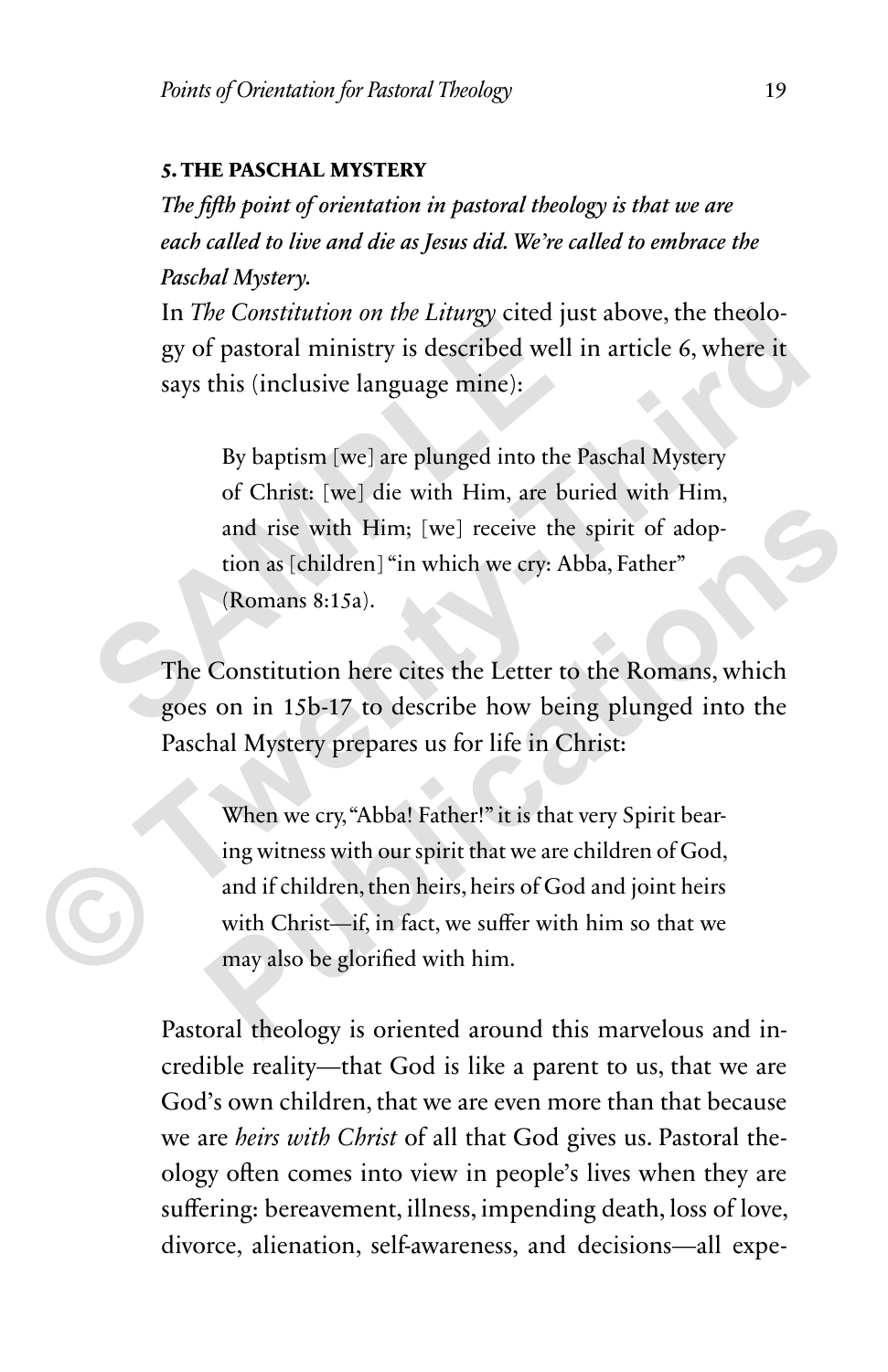### 5. THE PASCHAL MYSTERY

***The fifth point of orientation in pastoral theology is that we are each called to live and die as Jesus did. We're called to embrace the Paschal Mystery.***

In *The Constitution on the Liturgy* cited just above, the theology of pastoral ministry is described well in article 6, where it says this (inclusive language mine):

> By baptism [we] are plunged into the Paschal Mystery of Christ: [we] die with Him, are buried with Him, and rise with Him; [we] receive the spirit of adoption as [children] "in which we cry: Abba, Father" (Romans 8:15a).

The Constitution here cites the Letter to the Romans, which goes on in 15b-17 to describe how being plunged into the Paschal Mystery prepares us for life in Christ:

> When we cry, "Abba! Father!" it is that very Spirit bearing witness with our spirit that we are children of God, and if children, then heirs, heirs of God and joint heirs with Christ—if, in fact, we suffer with him so that we may also be glorified with him.

Pastoral theology is oriented around this marvelous and incredible reality—that God is like a parent to us, that we are God's own children, that we are even more than that because we are *heirs with Christ* of all that God gives us. Pastoral theology often comes into view in people's lives when they are suffering: bereavement, illness, impending death, loss of love, divorce, alienation, self-awareness, and decisions—all expe-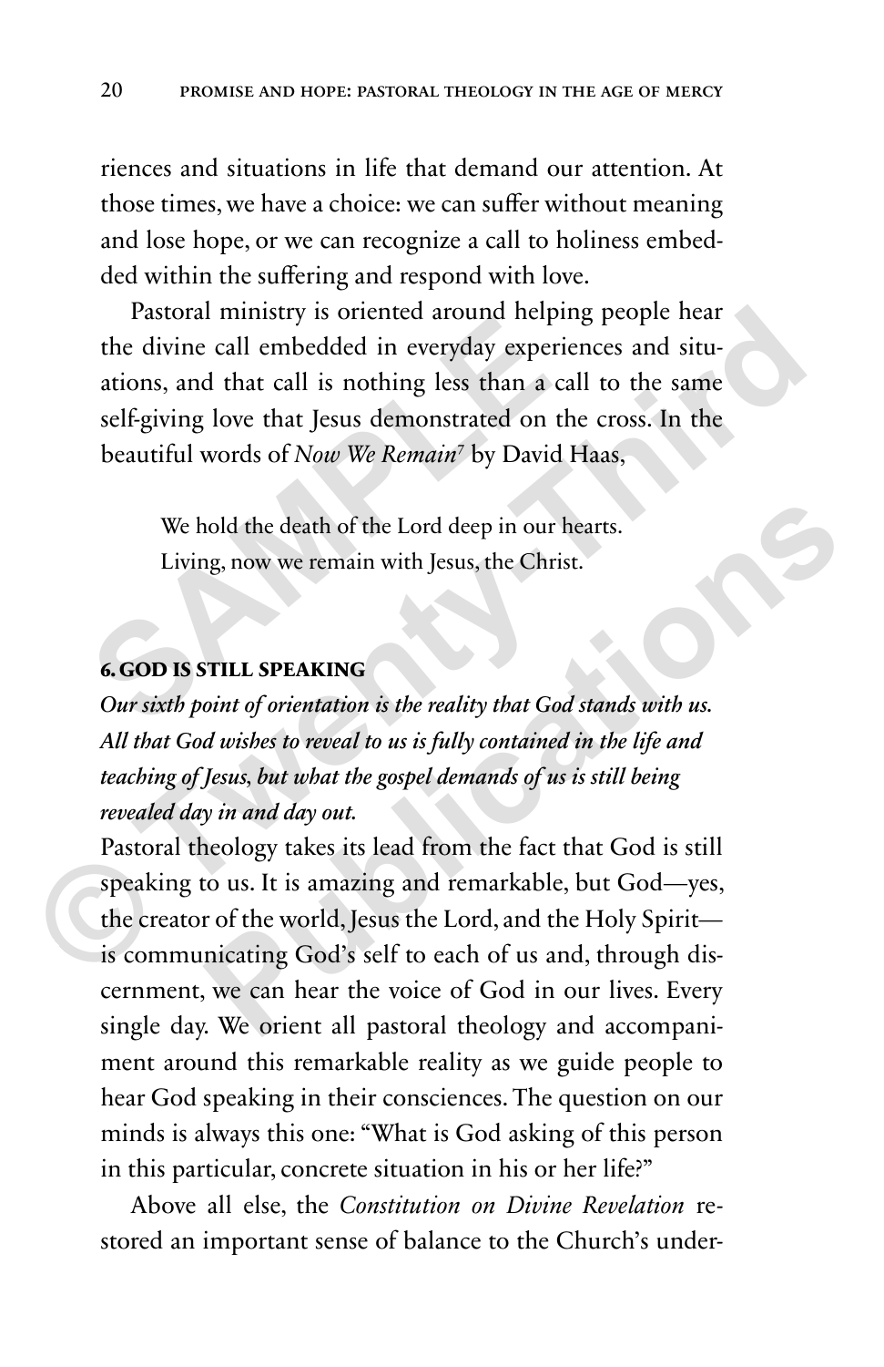riences and situations in life that demand our attention. At those times, we have a choice: we can suffer without meaning and lose hope, or we can recognize a call to holiness embedded within the suffering and respond with love.

Pastoral ministry is oriented around helping people hear the divine call embedded in everyday experiences and situations, and that call is nothing less than a call to the same self-giving love that Jesus demonstrated on the cross. In the beautiful words of *Now We Remain*[7] by David Haas,

> We hold the death of the Lord deep in our hearts.
> Living, now we remain with Jesus, the Christ.

#### 6. GOD IS STILL SPEAKING

***Our sixth point of orientation is the reality that God stands with us. All that God wishes to reveal to us is fully contained in the life and teaching of Jesus, but what the gospel demands of us is still being revealed day in and day out.***

Pastoral theology takes its lead from the fact that God is still speaking to us. It is amazing and remarkable, but God—yes, the creator of the world, Jesus the Lord, and the Holy Spirit—is communicating God's self to each of us and, through discernment, we can hear the voice of God in our lives. Every single day. We orient all pastoral theology and accompaniment around this remarkable reality as we guide people to hear God speaking in their consciences. The question on our minds is always this one: "What is God asking of this person in this particular, concrete situation in his or her life?"

Above all else, the *Constitution on Divine Revelation* restored an important sense of balance to the Church's under-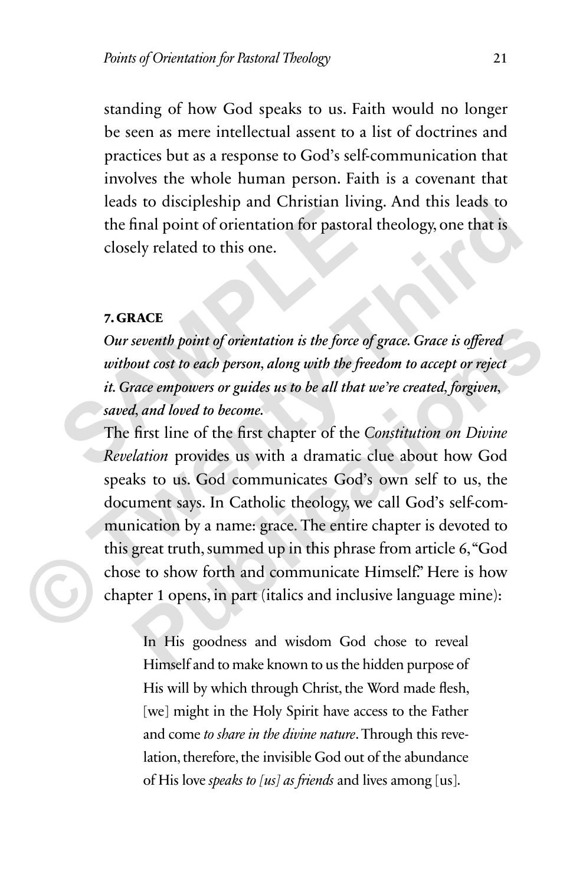standing of how God speaks to us. Faith would no longer be seen as mere intellectual assent to a list of doctrines and practices but as a response to God's self-communication that involves the whole human person. Faith is a covenant that leads to discipleship and Christian living. And this leads to the final point of orientation for pastoral theology, one that is closely related to this one.

### 7. GRACE

***Our seventh point of orientation is the force of grace. Grace is offered without cost to each person, along with the freedom to accept or reject it. Grace empowers or guides us to be all that we're created, forgiven, saved, and loved to become.***

The first line of the first chapter of the *Constitution on Divine Revelation* provides us with a dramatic clue about how God speaks to us. God communicates God's own self to us, the document says. In Catholic theology, we call God's self-communication by a name: grace. The entire chapter is devoted to this great truth, summed up in this phrase from article 6, "God chose to show forth and communicate Himself." Here is how chapter 1 opens, in part (italics and inclusive language mine):

> In His goodness and wisdom God chose to reveal Himself and to make known to us the hidden purpose of His will by which through Christ, the Word made flesh, [we] might in the Holy Spirit have access to the Father and come *to share in the divine nature*. Through this revelation, therefore, the invisible God out of the abundance of His love *speaks to [us] as friends* and lives among [us].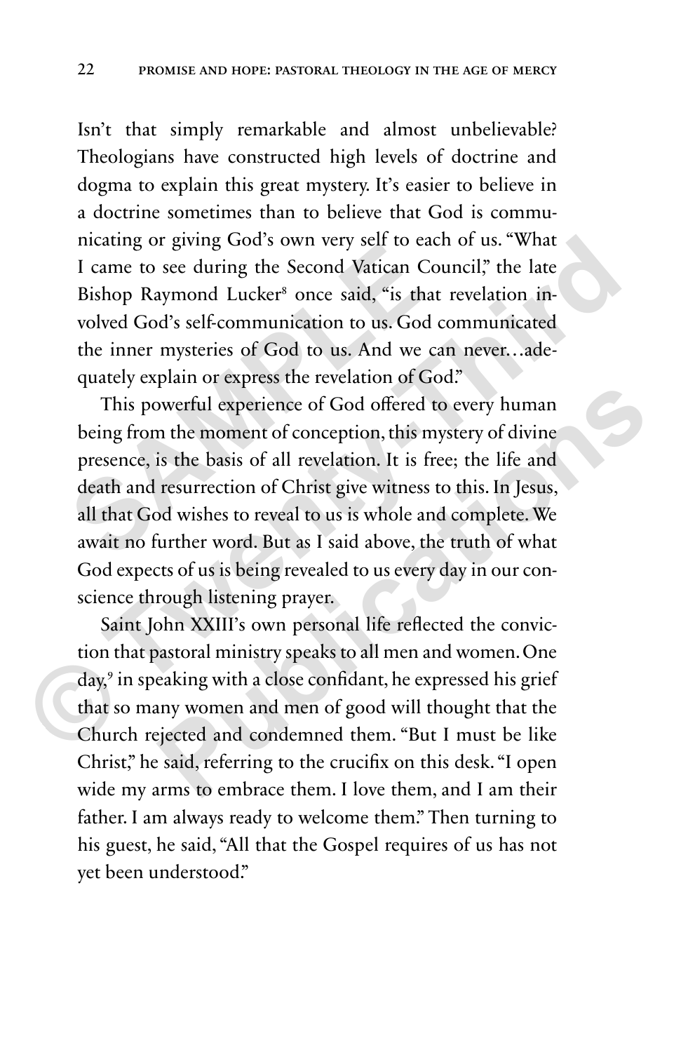Isn't that simply remarkable and almost unbelievable? Theologians have constructed high levels of doctrine and dogma to explain this great mystery. It's easier to believe in a doctrine sometimes than to believe that God is communicating or giving God's own very self to each of us. "What I came to see during the Second Vatican Council," the late Bishop Raymond Lucker[8] once said, "is that revelation involved God's self-communication to us. God communicated the inner mysteries of God to us. And we can never…adequately explain or express the revelation of God."

This powerful experience of God offered to every human being from the moment of conception, this mystery of divine presence, is the basis of all revelation. It is free; the life and death and resurrection of Christ give witness to this. In Jesus, all that God wishes to reveal to us is whole and complete. We await no further word. But as I said above, the truth of what God expects of us is being revealed to us every day in our conscience through listening prayer.

Saint John XXIII's own personal life reflected the conviction that pastoral ministry speaks to all men and women. One day,[9] in speaking with a close confidant, he expressed his grief that so many women and men of good will thought that the Church rejected and condemned them. "But I must be like Christ," he said, referring to the crucifix on this desk. "I open wide my arms to embrace them. I love them, and I am their father. I am always ready to welcome them." Then turning to his guest, he said, "All that the Gospel requires of us has not yet been understood."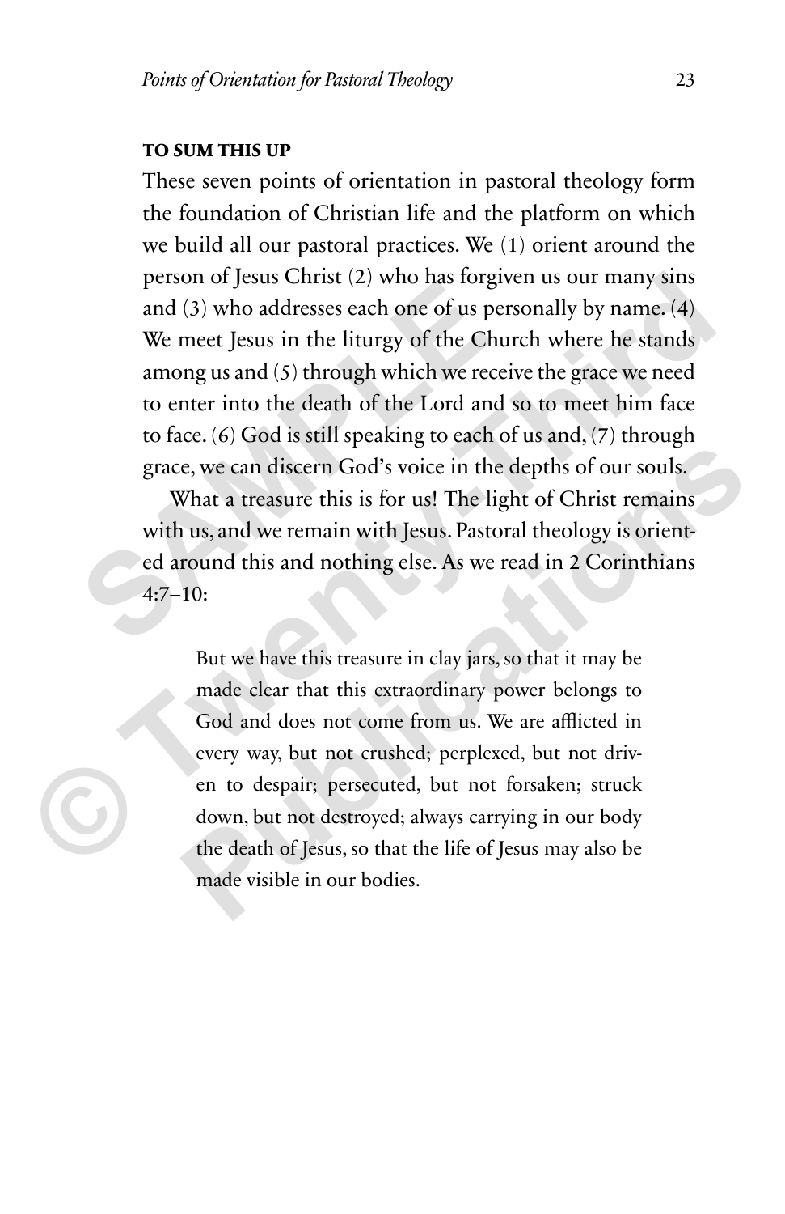**TO SUM THIS UP**

These seven points of orientation in pastoral theology form the foundation of Christian life and the platform on which we build all our pastoral practices. We (1) orient around the person of Jesus Christ (2) who has forgiven us our many sins and (3) who addresses each one of us personally by name. (4) We meet Jesus in the liturgy of the Church where he stands among us and (5) through which we receive the grace we need to enter into the death of the Lord and so to meet him face to face. (6) God is still speaking to each of us and, (7) through grace, we can discern God's voice in the depths of our souls.

What a treasure this is for us! The light of Christ remains with us, and we remain with Jesus. Pastoral theology is oriented around this and nothing else. As we read in 2 Corinthians 4:7–10:

> But we have this treasure in clay jars, so that it may be made clear that this extraordinary power belongs to God and does not come from us. We are afflicted in every way, but not crushed; perplexed, but not driven to despair; persecuted, but not forsaken; struck down, but not destroyed; always carrying in our body the death of Jesus, so that the life of Jesus may also be made visible in our bodies.